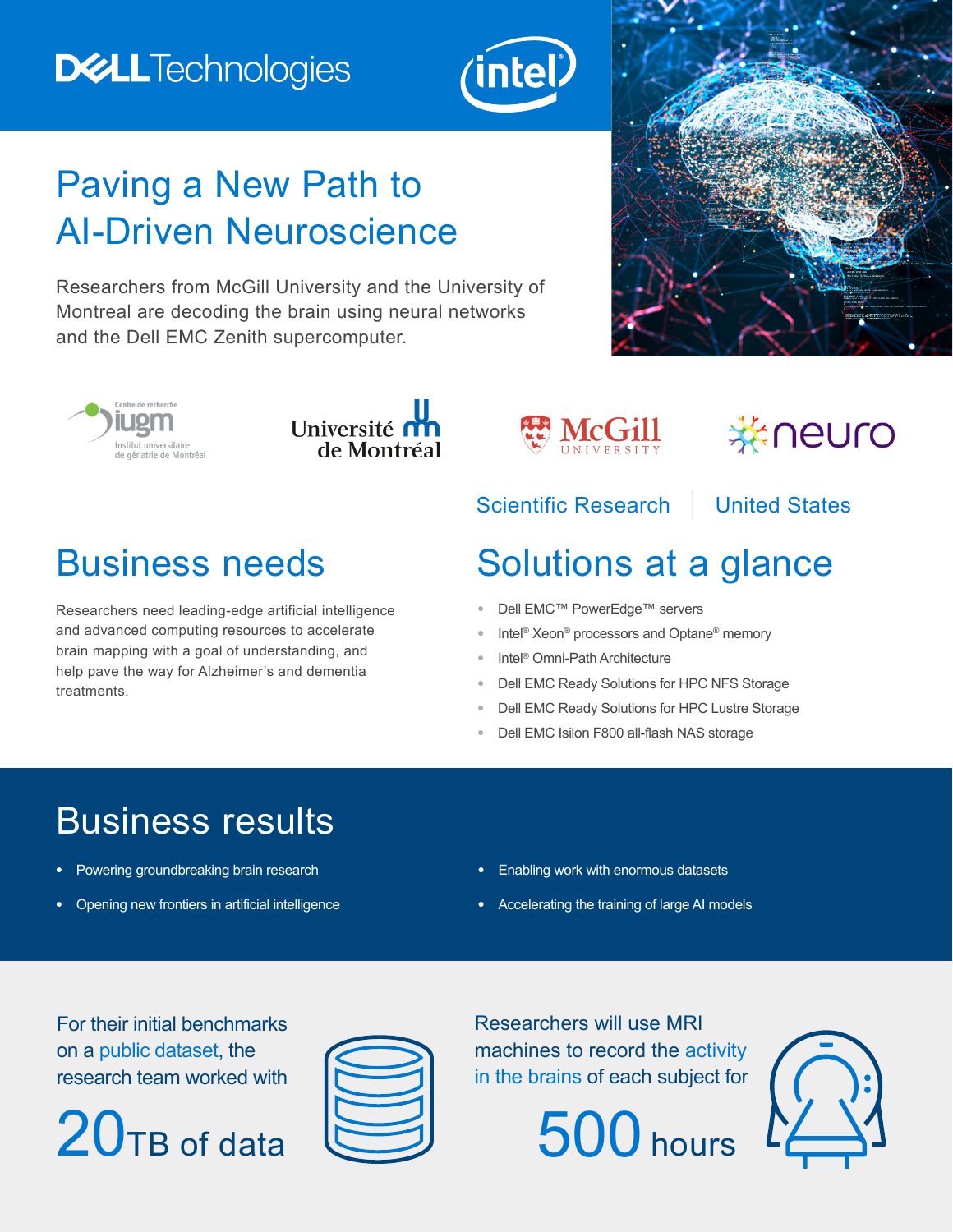# Paving a New Path to AI-Driven Neuroscience

Researchers from McGill University and the University of Montreal are decoding the brain using neural networks and the Dell EMC Zenith supercomputer.

Scientific Research | United States

## Business needs

Researchers need leading-edge artificial intelligence and advanced computing resources to accelerate brain mapping with a goal of understanding, and help pave the way for Alzheimer's and dementia treatments.

## Solutions at a glance

- Dell EMC™ PowerEdge™ servers
- Intel® Xeon® processors and Optane® memory
- Intel® Omni-Path Architecture
- Dell EMC Ready Solutions for HPC NFS Storage
- Dell EMC Ready Solutions for HPC Lustre Storage
- Dell EMC Isilon F800 all-flash NAS storage

## Business results

- Powering groundbreaking brain research
- Opening new frontiers in artificial intelligence
- Enabling work with enormous datasets
- Accelerating the training of large AI models

For their initial benchmarks on a public dataset, the research team worked with

**20TB of data**

Researchers will use MRI machines to record the activity in the brains of each subject for

**500 hours**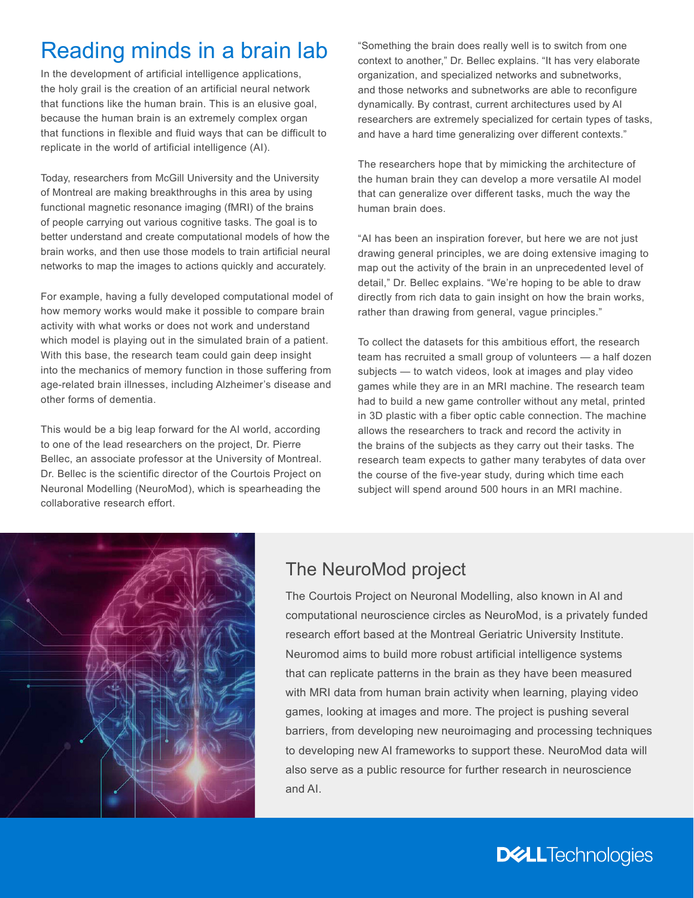# Reading minds in a brain lab

In the development of artificial intelligence applications, the holy grail is the creation of an artificial neural network that functions like the human brain. This is an elusive goal, because the human brain is an extremely complex organ that functions in flexible and fluid ways that can be difficult to replicate in the world of artificial intelligence (AI).

Today, researchers from McGill University and the University of Montreal are making breakthroughs in this area by using functional magnetic resonance imaging (fMRI) of the brains of people carrying out various cognitive tasks. The goal is to better understand and create computational models of how the brain works, and then use those models to train artificial neural networks to map the images to actions quickly and accurately.

For example, having a fully developed computational model of how memory works would make it possible to compare brain activity with what works or does not work and understand which model is playing out in the simulated brain of a patient. With this base, the research team could gain deep insight into the mechanics of memory function in those suffering from age-related brain illnesses, including Alzheimer's disease and other forms of dementia.

This would be a big leap forward for the AI world, according to one of the lead researchers on the project, Dr. Pierre Bellec, an associate professor at the University of Montreal. Dr. Bellec is the scientific director of the Courtois Project on Neuronal Modelling (NeuroMod), which is spearheading the collaborative research effort.

"Something the brain does really well is to switch from one context to another," Dr. Bellec explains. "It has very elaborate organization, and specialized networks and subnetworks, and those networks and subnetworks are able to reconfigure dynamically. By contrast, current architectures used by AI researchers are extremely specialized for certain types of tasks, and have a hard time generalizing over different contexts."

The researchers hope that by mimicking the architecture of the human brain they can develop a more versatile AI model that can generalize over different tasks, much the way the human brain does.

"AI has been an inspiration forever, but here we are not just drawing general principles, we are doing extensive imaging to map out the activity of the brain in an unprecedented level of detail," Dr. Bellec explains. "We're hoping to be able to draw directly from rich data to gain insight on how the brain works, rather than drawing from general, vague principles."

To collect the datasets for this ambitious effort, the research team has recruited a small group of volunteers — a half dozen subjects — to watch videos, look at images and play video games while they are in an MRI machine. The research team had to build a new game controller without any metal, printed in 3D plastic with a fiber optic cable connection. The machine allows the researchers to track and record the activity in the brains of the subjects as they carry out their tasks. The research team expects to gather many terabytes of data over the course of the five-year study, during which time each subject will spend around 500 hours in an MRI machine.

## The NeuroMod project

The Courtois Project on Neuronal Modelling, also known in AI and computational neuroscience circles as NeuroMod, is a privately funded research effort based at the Montreal Geriatric University Institute. Neuromod aims to build more robust artificial intelligence systems that can replicate patterns in the brain as they have been measured with MRI data from human brain activity when learning, playing video games, looking at images and more. The project is pushing several barriers, from developing new neuroimaging and processing techniques to developing new AI frameworks to support these. NeuroMod data will also serve as a public resource for further research in neuroscience and AI.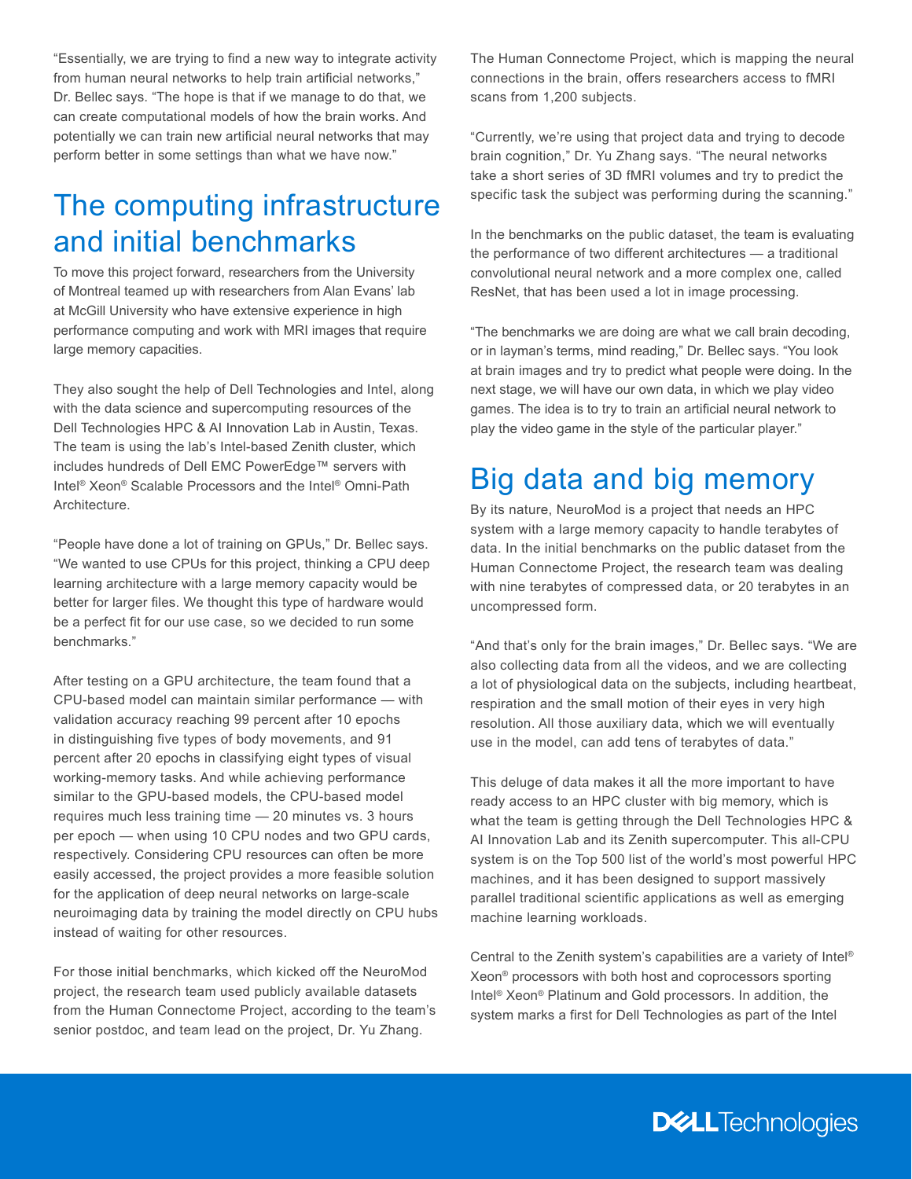"Essentially, we are trying to find a new way to integrate activity from human neural networks to help train artificial networks," Dr. Bellec says. "The hope is that if we manage to do that, we can create computational models of how the brain works. And potentially we can train new artificial neural networks that may perform better in some settings than what we have now."

## The computing infrastructure and initial benchmarks

To move this project forward, researchers from the University of Montreal teamed up with researchers from Alan Evans' lab at McGill University who have extensive experience in high performance computing and work with MRI images that require large memory capacities.

They also sought the help of Dell Technologies and Intel, along with the data science and supercomputing resources of the Dell Technologies HPC & AI Innovation Lab in Austin, Texas. The team is using the lab's Intel-based Zenith cluster, which includes hundreds of Dell EMC PowerEdge™ servers with Intel® Xeon® Scalable Processors and the Intel® Omni-Path Architecture.

"People have done a lot of training on GPUs," Dr. Bellec says. "We wanted to use CPUs for this project, thinking a CPU deep learning architecture with a large memory capacity would be better for larger files. We thought this type of hardware would be a perfect fit for our use case, so we decided to run some benchmarks."

After testing on a GPU architecture, the team found that a CPU-based model can maintain similar performance — with validation accuracy reaching 99 percent after 10 epochs in distinguishing five types of body movements, and 91 percent after 20 epochs in classifying eight types of visual working-memory tasks. And while achieving performance similar to the GPU-based models, the CPU-based model requires much less training time — 20 minutes vs. 3 hours per epoch — when using 10 CPU nodes and two GPU cards, respectively. Considering CPU resources can often be more easily accessed, the project provides a more feasible solution for the application of deep neural networks on large-scale neuroimaging data by training the model directly on CPU hubs instead of waiting for other resources.

For those initial benchmarks, which kicked off the NeuroMod project, the research team used publicly available datasets from the Human Connectome Project, according to the team's senior postdoc, and team lead on the project, Dr. Yu Zhang.

The Human Connectome Project, which is mapping the neural connections in the brain, offers researchers access to fMRI scans from 1,200 subjects.

"Currently, we're using that project data and trying to decode brain cognition," Dr. Yu Zhang says. "The neural networks take a short series of 3D fMRI volumes and try to predict the specific task the subject was performing during the scanning."

In the benchmarks on the public dataset, the team is evaluating the performance of two different architectures — a traditional convolutional neural network and a more complex one, called ResNet, that has been used a lot in image processing.

"The benchmarks we are doing are what we call brain decoding, or in layman's terms, mind reading," Dr. Bellec says. "You look at brain images and try to predict what people were doing. In the next stage, we will have our own data, in which we play video games. The idea is to try to train an artificial neural network to play the video game in the style of the particular player."

## Big data and big memory

By its nature, NeuroMod is a project that needs an HPC system with a large memory capacity to handle terabytes of data. In the initial benchmarks on the public dataset from the Human Connectome Project, the research team was dealing with nine terabytes of compressed data, or 20 terabytes in an uncompressed form.

"And that's only for the brain images," Dr. Bellec says. "We are also collecting data from all the videos, and we are collecting a lot of physiological data on the subjects, including heartbeat, respiration and the small motion of their eyes in very high resolution. All those auxiliary data, which we will eventually use in the model, can add tens of terabytes of data."

This deluge of data makes it all the more important to have ready access to an HPC cluster with big memory, which is what the team is getting through the Dell Technologies HPC & AI Innovation Lab and its Zenith supercomputer. This all-CPU system is on the Top 500 list of the world's most powerful HPC machines, and it has been designed to support massively parallel traditional scientific applications as well as emerging machine learning workloads.

Central to the Zenith system's capabilities are a variety of Intel® Xeon® processors with both host and coprocessors sporting Intel® Xeon® Platinum and Gold processors. In addition, the system marks a first for Dell Technologies as part of the Intel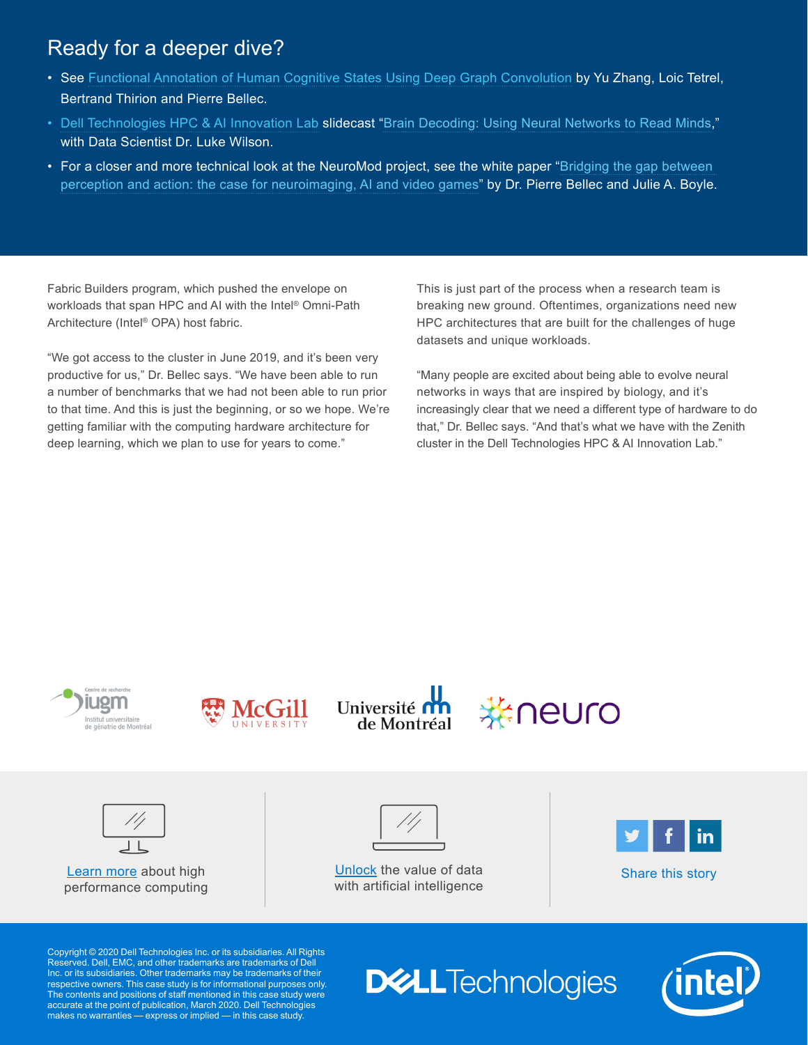## Ready for a deeper dive?

- See Functional Annotation of Human Cognitive States Using Deep Graph Convolution by Yu Zhang, Loic Tetrel, Bertrand Thirion and Pierre Bellec.
- Dell Technologies HPC & AI Innovation Lab slidecast "Brain Decoding: Using Neural Networks to Read Minds," with Data Scientist Dr. Luke Wilson.
- For a closer and more technical look at the NeuroMod project, see the white paper "Bridging the gap between perception and action: the case for neuroimaging, AI and video games" by Dr. Pierre Bellec and Julie A. Boyle.

Fabric Builders program, which pushed the envelope on workloads that span HPC and AI with the Intel® Omni-Path Architecture (Intel® OPA) host fabric.

"We got access to the cluster in June 2019, and it's been very productive for us," Dr. Bellec says. "We have been able to run a number of benchmarks that we had not been able to run prior to that time. And this is just the beginning, or so we hope. We're getting familiar with the computing hardware architecture for deep learning, which we plan to use for years to come."

This is just part of the process when a research team is breaking new ground. Oftentimes, organizations need new HPC architectures that are built for the challenges of huge datasets and unique workloads.

"Many people are excited about being able to evolve neural networks in ways that are inspired by biology, and it's increasingly clear that we need a different type of hardware to do that," Dr. Bellec says. "And that's what we have with the Zenith cluster in the Dell Technologies HPC & AI Innovation Lab."

Centre de recherche iugm Institut universitaire de gériatrie de Montréal

McGill University

Université de Montréal

neuro

Learn more about high performance computing

Unlock the value of data with artificial intelligence

Share this story

Copyright © 2020 Dell Technologies Inc. or its subsidiaries. All Rights Reserved. Dell, EMC, and other trademarks are trademarks of Dell Inc. or its subsidiaries. Other trademarks may be trademarks of their respective owners. This case study is for informational purposes only. The contents and positions of staff mentioned in this case study were accurate at the point of publication, March 2020. Dell Technologies makes no warranties — express or implied — in this case study.

DELL Technologies

intel